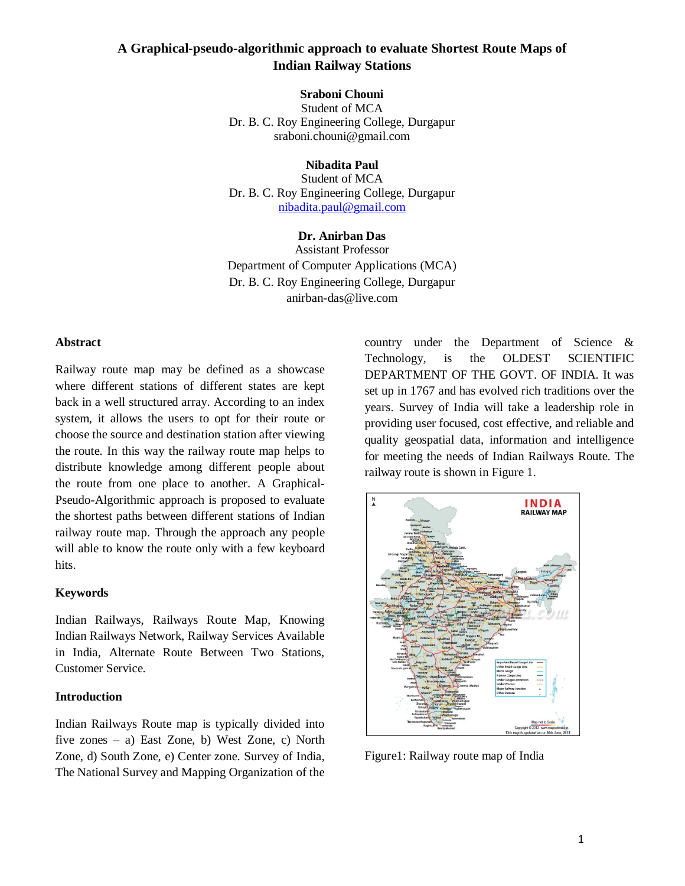# A Graphical-pseudo-algorithmic approach to evaluate Shortest Route Maps of Indian Railway Stations

**Sraboni Chouni**
Student of MCA
Dr. B. C. Roy Engineering College, Durgapur
sraboni.chouni@gmail.com

**Nibadita Paul**
Student of MCA
Dr. B. C. Roy Engineering College, Durgapur
nibadita.paul@gmail.com

**Dr. Anirban Das**
Assistant Professor
Department of Computer Applications (MCA)
Dr. B. C. Roy Engineering College, Durgapur
anirban-das@live.com

## Abstract

Railway route map may be defined as a showcase where different stations of different states are kept back in a well structured array. According to an index system, it allows the users to opt for their route or choose the source and destination station after viewing the route. In this way the railway route map helps to distribute knowledge among different people about the route from one place to another. A Graphical-Pseudo-Algorithmic approach is proposed to evaluate the shortest paths between different stations of Indian railway route map. Through the approach any people will able to know the route only with a few keyboard hits.

## Keywords

Indian Railways, Railways Route Map, Knowing Indian Railways Network, Railway Services Available in India, Alternate Route Between Two Stations, Customer Service.

## Introduction

Indian Railways Route map is typically divided into five zones – a) East Zone, b) West Zone, c) North Zone, d) South Zone, e) Center zone. Survey of India, The National Survey and Mapping Organization of the country under the Department of Science & Technology, is the OLDEST SCIENTIFIC DEPARTMENT OF THE GOVT. OF INDIA. It was set up in 1767 and has evolved rich traditions over the years. Survey of India will take a leadership role in providing user focused, cost effective, and reliable and quality geospatial data, information and intelligence for meeting the needs of Indian Railways Route. The railway route is shown in Figure 1.

Figure1: Railway route map of India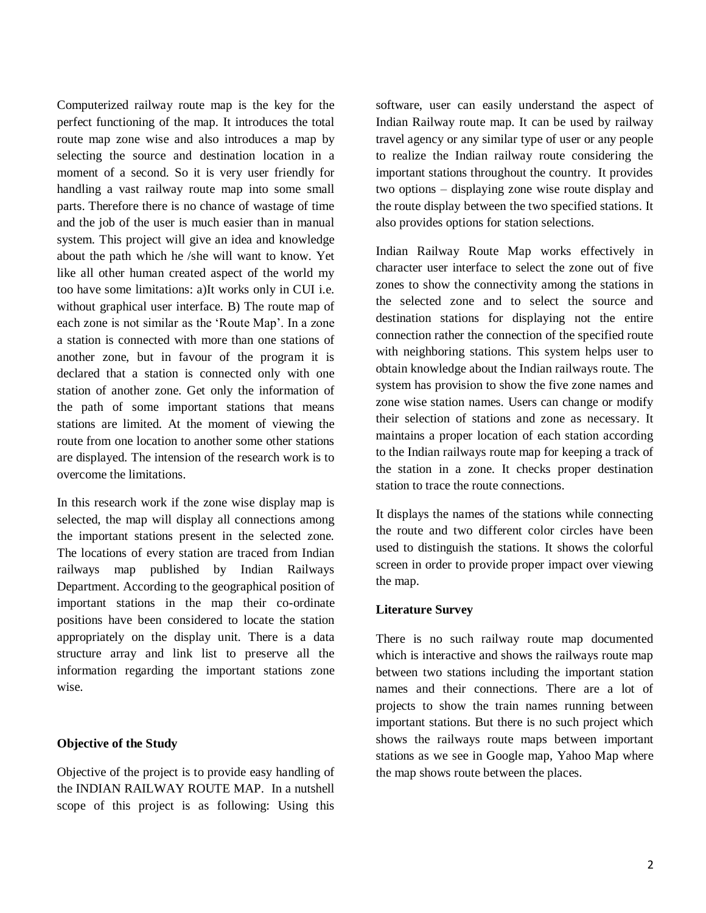Computerized railway route map is the key for the perfect functioning of the map. It introduces the total route map zone wise and also introduces a map by selecting the source and destination location in a moment of a second. So it is very user friendly for handling a vast railway route map into some small parts. Therefore there is no chance of wastage of time and the job of the user is much easier than in manual system. This project will give an idea and knowledge about the path which he /she will want to know. Yet like all other human created aspect of the world my too have some limitations: a)It works only in CUI i.e. without graphical user interface. B) The route map of each zone is not similar as the 'Route Map'. In a zone a station is connected with more than one stations of another zone, but in favour of the program it is declared that a station is connected only with one station of another zone. Get only the information of the path of some important stations that means stations are limited. At the moment of viewing the route from one location to another some other stations are displayed. The intension of the research work is to overcome the limitations.

In this research work if the zone wise display map is selected, the map will display all connections among the important stations present in the selected zone. The locations of every station are traced from Indian railways map published by Indian Railways Department. According to the geographical position of important stations in the map their co-ordinate positions have been considered to locate the station appropriately on the display unit. There is a data structure array and link list to preserve all the information regarding the important stations zone wise.

**Objective of the Study**

Objective of the project is to provide easy handling of the INDIAN RAILWAY ROUTE MAP. In a nutshell scope of this project is as following: Using this software, user can easily understand the aspect of Indian Railway route map. It can be used by railway travel agency or any similar type of user or any people to realize the Indian railway route considering the important stations throughout the country. It provides two options – displaying zone wise route display and the route display between the two specified stations. It also provides options for station selections.

Indian Railway Route Map works effectively in character user interface to select the zone out of five zones to show the connectivity among the stations in the selected zone and to select the source and destination stations for displaying not the entire connection rather the connection of the specified route with neighboring stations. This system helps user to obtain knowledge about the Indian railways route. The system has provision to show the five zone names and zone wise station names. Users can change or modify their selection of stations and zone as necessary. It maintains a proper location of each station according to the Indian railways route map for keeping a track of the station in a zone. It checks proper destination station to trace the route connections.

It displays the names of the stations while connecting the route and two different color circles have been used to distinguish the stations. It shows the colorful screen in order to provide proper impact over viewing the map.

**Literature Survey**

There is no such railway route map documented which is interactive and shows the railways route map between two stations including the important station names and their connections. There are a lot of projects to show the train names running between important stations. But there is no such project which shows the railways route maps between important stations as we see in Google map, Yahoo Map where the map shows route between the places.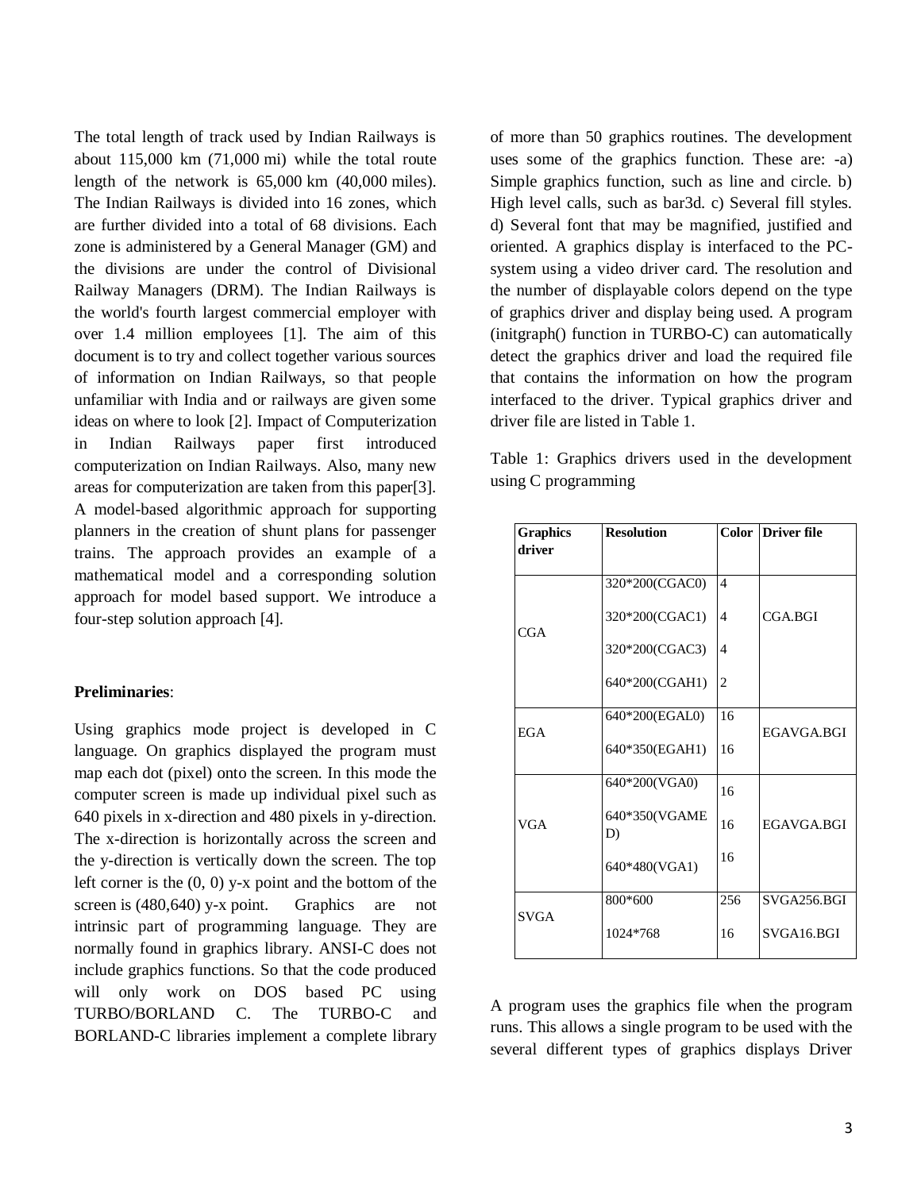The total length of track used by Indian Railways is about 115,000 km (71,000 mi) while the total route length of the network is 65,000 km (40,000 miles). The Indian Railways is divided into 16 zones, which are further divided into a total of 68 divisions. Each zone is administered by a General Manager (GM) and the divisions are under the control of Divisional Railway Managers (DRM). The Indian Railways is the world's fourth largest commercial employer with over 1.4 million employees [1]. The aim of this document is to try and collect together various sources of information on Indian Railways, so that people unfamiliar with India and or railways are given some ideas on where to look [2]. Impact of Computerization in Indian Railways paper first introduced computerization on Indian Railways. Also, many new areas for computerization are taken from this paper[3]. A model-based algorithmic approach for supporting planners in the creation of shunt plans for passenger trains. The approach provides an example of a mathematical model and a corresponding solution approach for model based support. We introduce a four-step solution approach [4].

**Preliminaries**:

Using graphics mode project is developed in C language. On graphics displayed the program must map each dot (pixel) onto the screen. In this mode the computer screen is made up individual pixel such as 640 pixels in x-direction and 480 pixels in y-direction. The x-direction is horizontally across the screen and the y-direction is vertically down the screen. The top left corner is the (0, 0) y-x point and the bottom of the screen is (480,640) y-x point. Graphics are not intrinsic part of programming language. They are normally found in graphics library. ANSI-C does not include graphics functions. So that the code produced will only work on DOS based PC using TURBO/BORLAND C. The TURBO-C and BORLAND-C libraries implement a complete library of more than 50 graphics routines. The development uses some of the graphics function. These are: -a) Simple graphics function, such as line and circle. b) High level calls, such as bar3d. c) Several fill styles. d) Several font that may be magnified, justified and oriented. A graphics display is interfaced to the PC-system using a video driver card. The resolution and the number of displayable colors depend on the type of graphics driver and display being used. A program (initgraph() function in TURBO-C) can automatically detect the graphics driver and load the required file that contains the information on how the program interfaced to the driver. Typical graphics driver and driver file are listed in Table 1.

Table 1: Graphics drivers used in the development using C programming

| Graphics driver | Resolution | Color | Driver file |
|---|---|---|---|
| CGA | 320*200(CGAC0) | 4 | CGA.BGI |
| | 320*200(CGAC1) | 4 | |
| | 320*200(CGAC3) | 4 | |
| | 640*200(CGAH1) | 2 | |
| EGA | 640*200(EGAL0) | 16 | EGAVGA.BGI |
| | 640*350(EGAH1) | 16 | |
| VGA | 640*200(VGA0) | 16 | EGAVGA.BGI |
| | 640*350(VGAMED) | 16 | |
| | 640*480(VGA1) | 16 | |
| SVGA | 800*600 | 256 | SVGA256.BGI |
| | 1024*768 | 16 | SVGA16.BGI |

A program uses the graphics file when the program runs. This allows a single program to be used with the several different types of graphics displays Driver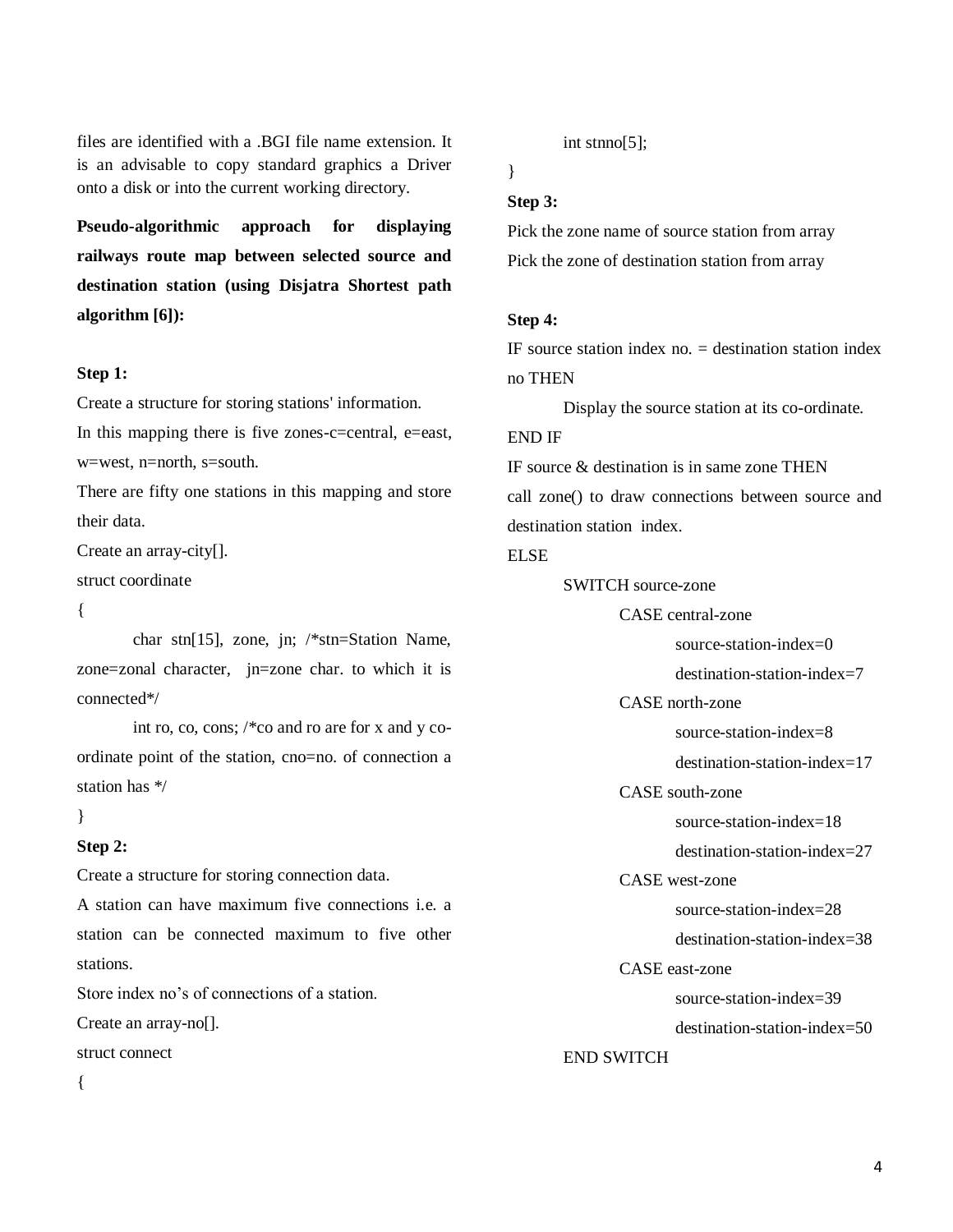files are identified with a .BGI file name extension. It is an advisable to copy standard graphics a Driver onto a disk or into the current working directory.

**Pseudo-algorithmic approach for displaying railways route map between selected source and destination station (using Disjatra Shortest path algorithm [6]):**

**Step 1:**

Create a structure for storing stations' information.

In this mapping there is five zones-c=central, e=east, w=west, n=north, s=south.

There are fifty one stations in this mapping and store their data.

Create an array-city[].

```
struct coordinate
{
    char stn[15], zone, jn; /*stn=Station Name, zone=zonal character, jn=zone char. to which it is connected*/
    int ro, co, cons; /*co and ro are for x and y co-ordinate point of the station, cno=no. of connection a station has */
}
```

**Step 2:**

Create a structure for storing connection data.

A station can have maximum five connections i.e. a station can be connected maximum to five other stations.

Store index no's of connections of a station.

Create an array-no[].

```
struct connect
{
    int stnno[5];
}
```

**Step 3:**

Pick the zone name of source station from array

Pick the zone of destination station from array

**Step 4:**

```
IF source station index no. = destination station index no THEN
    Display the source station at its co-ordinate.
END IF
IF source & destination is in same zone THEN
call zone() to draw connections between source and destination station index.
ELSE
    SWITCH source-zone
        CASE central-zone
            source-station-index=0
            destination-station-index=7
        CASE north-zone
            source-station-index=8
            destination-station-index=17
        CASE south-zone
            source-station-index=18
            destination-station-index=27
        CASE west-zone
            source-station-index=28
            destination-station-index=38
        CASE east-zone
            source-station-index=39
            destination-station-index=50
    END SWITCH
```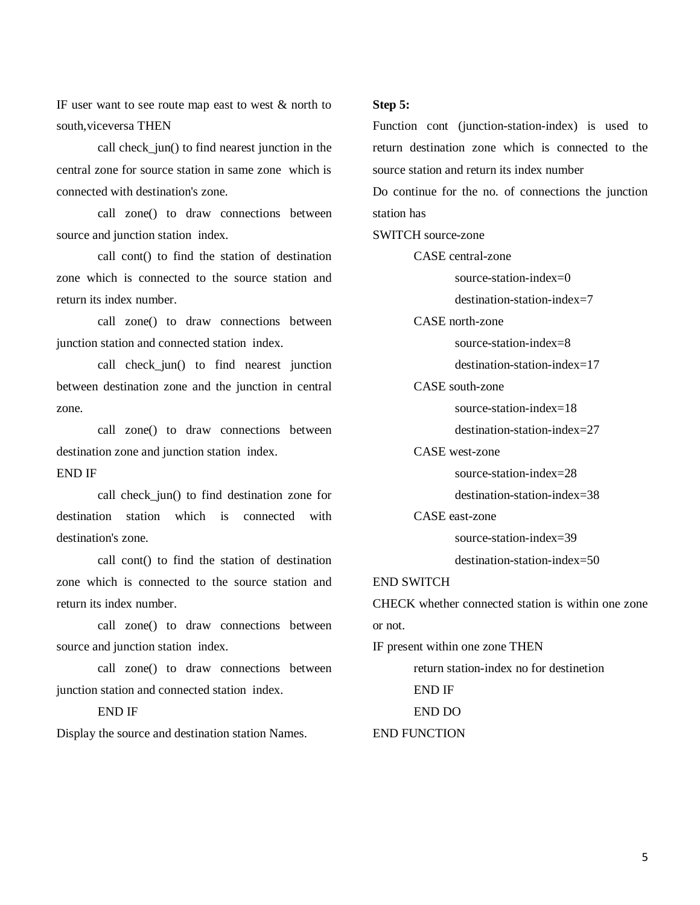IF user want to see route map east to west & north to south,viceversa THEN

call check_jun() to find nearest junction in the central zone for source station in same zone which is connected with destination's zone.

call zone() to draw connections between source and junction station index.

call cont() to find the station of destination zone which is connected to the source station and return its index number.

call zone() to draw connections between junction station and connected station index.

call check_jun() to find nearest junction between destination zone and the junction in central zone.

call zone() to draw connections between destination zone and junction station index.

END IF

call check_jun() to find destination zone for destination station which is connected with destination's zone.

call cont() to find the station of destination zone which is connected to the source station and return its index number.

call zone() to draw connections between source and junction station index.

call zone() to draw connections between junction station and connected station index.

END IF

Display the source and destination station Names.

**Step 5:**

Function cont (junction-station-index) is used to return destination zone which is connected to the source station and return its index number

Do continue for the no. of connections the junction station has

SWITCH source-zone

CASE central-zone

source-station-index=0

destination-station-index=7

CASE north-zone

source-station-index=8

destination-station-index=17

CASE south-zone

source-station-index=18

destination-station-index=27

CASE west-zone

source-station-index=28

destination-station-index=38

CASE east-zone

source-station-index=39

destination-station-index=50

END SWITCH

CHECK whether connected station is within one zone or not.

IF present within one zone THEN

return station-index no for destinetion

END IF

END DO

END FUNCTION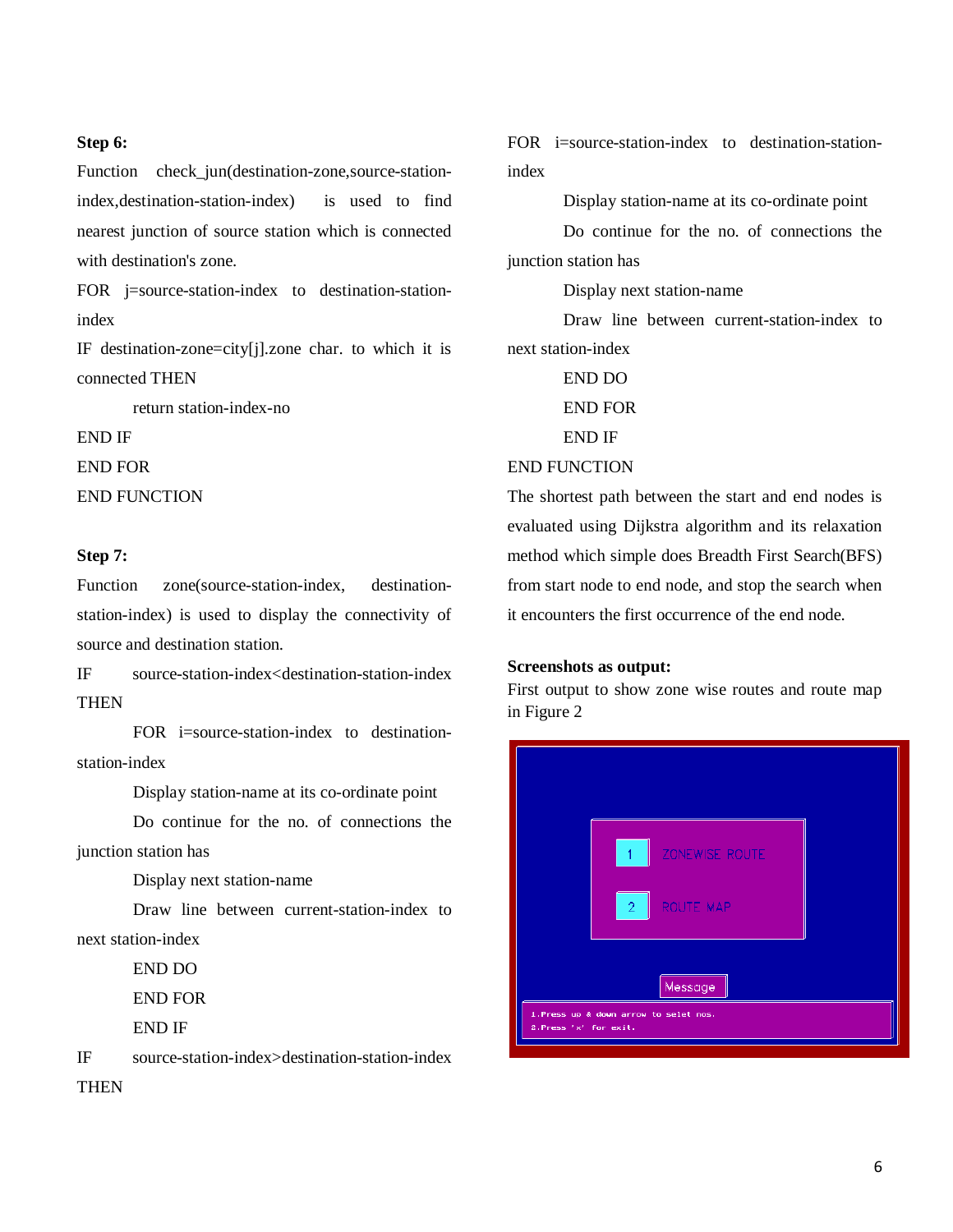**Step 6:**

Function check_jun(destination-zone,source-station-index,destination-station-index) is used to find nearest junction of source station which is connected with destination's zone.

FOR j=source-station-index to destination-station-index

IF destination-zone=city[j].zone char. to which it is connected THEN

return station-index-no

END IF

END FOR

END FUNCTION

**Step 7:**

Function zone(source-station-index, destination-station-index) is used to display the connectivity of source and destination station.

IF source-station-index<destination-station-index THEN

FOR i=source-station-index to destination-station-index

Display station-name at its co-ordinate point

Do continue for the no. of connections the junction station has

Display next station-name

Draw line between current-station-index to next station-index

END DO

END FOR

END IF

IF source-station-index>destination-station-index THEN

FOR i=source-station-index to destination-station-index

Display station-name at its co-ordinate point

Do continue for the no. of connections the junction station has

Display next station-name

Draw line between current-station-index to next station-index

END DO

END FOR

END IF

END FUNCTION

The shortest path between the start and end nodes is evaluated using Dijkstra algorithm and its relaxation method which simple does Breadth First Search(BFS) from start node to end node, and stop the search when it encounters the first occurrence of the end node.

**Screenshots as output:**

First output to show zone wise routes and route map in Figure 2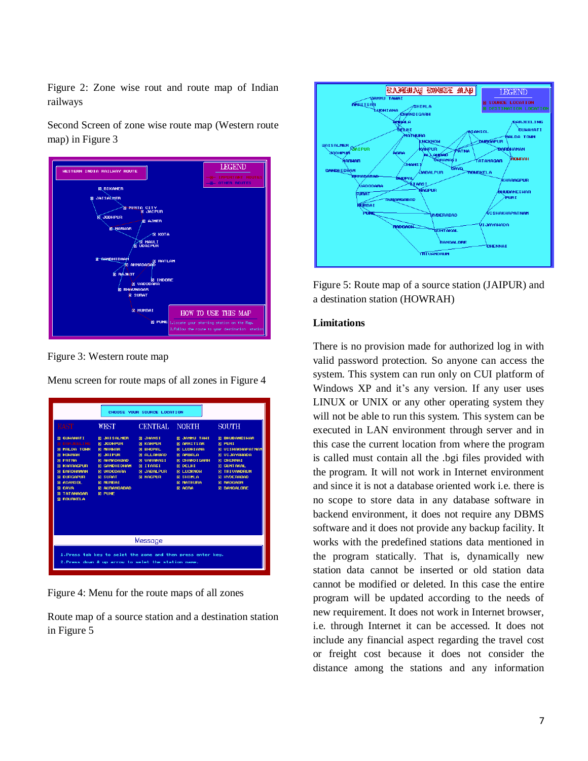Figure 2: Zone wise rout and route map of Indian railways

Second Screen of zone wise route map (Western route map) in Figure 3

Figure 3: Western route map

Menu screen for route maps of all zones in Figure 4

Figure 4: Menu for the route maps of all zones

Route map of a source station and a destination station in Figure 5

Figure 5: Route map of a source station (JAIPUR) and a destination station (HOWRAH)

## Limitations

There is no provision made for authorized log in with valid password protection. So anyone can access the system. This system can run only on CUI platform of Windows XP and it's any version. If any user uses LINUX or UNIX or any other operating system they will not be able to run this system. This system can be executed in LAN environment through server and in this case the current location from where the program is called must contain all the .bgi files provided with the program. It will not work in Internet environment and since it is not a database oriented work i.e. there is no scope to store data in any database software in backend environment, it does not require any DBMS software and it does not provide any backup facility. It works with the predefined stations data mentioned in the program statically. That is, dynamically new station data cannot be inserted or old station data cannot be modified or deleted. In this case the entire program will be updated according to the needs of new requirement. It does not work in Internet browser, i.e. through Internet it can be accessed. It does not include any financial aspect regarding the travel cost or freight cost because it does not consider the distance among the stations and any information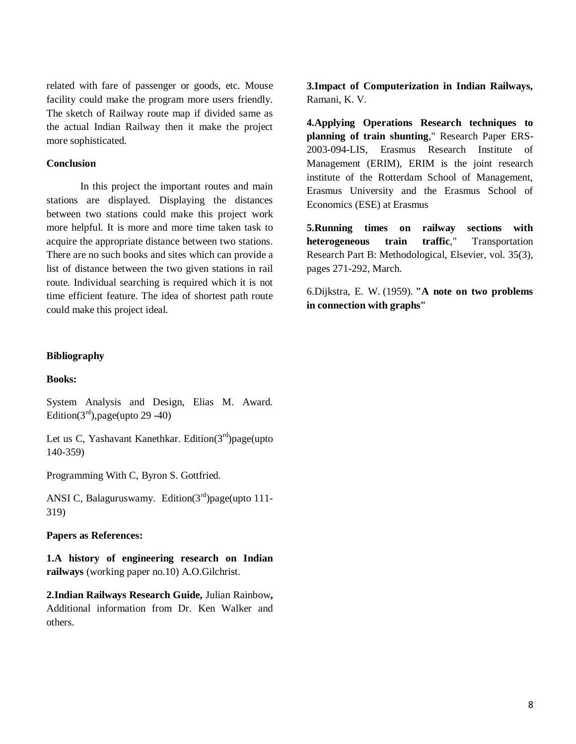related with fare of passenger or goods, etc. Mouse facility could make the program more users friendly. The sketch of Railway route map if divided same as the actual Indian Railway then it make the project more sophisticated.

**Conclusion**

In this project the important routes and main stations are displayed. Displaying the distances between two stations could make this project work more helpful. It is more and more time taken task to acquire the appropriate distance between two stations. There are no such books and sites which can provide a list of distance between the two given stations in rail route. Individual searching is required which it is not time efficient feature. The idea of shortest path route could make this project ideal.

**Bibliography**

**Books:**

System Analysis and Design, Elias M. Award. Edition(3rd),page(upto 29 -40)

Let us C, Yashavant Kanethkar. Edition(3rd)page(upto 140-359)

Programming With C, Byron S. Gottfried.

ANSI C, Balaguruswamy. Edition(3rd)page(upto 111-319)

**Papers as References:**

**1.A history of engineering research on Indian railways** (working paper no.10) A.O.Gilchrist.

**2.Indian Railways Research Guide,** Julian Rainbow**,** Additional information from Dr. Ken Walker and others.

**3.Impact of Computerization in Indian Railways,** Ramani, K. V.

**4.Applying Operations Research techniques to planning of train shunting**," Research Paper ERS-2003-094-LIS, Erasmus Research Institute of Management (ERIM), ERIM is the joint research institute of the Rotterdam School of Management, Erasmus University and the Erasmus School of Economics (ESE) at Erasmus

**5.Running times on railway sections with heterogeneous train traffic**," Transportation Research Part B: Methodological, Elsevier, vol. 35(3), pages 271-292, March.

6.Dijkstra, E. W. (1959). **"A note on two problems in connection with graphs"**